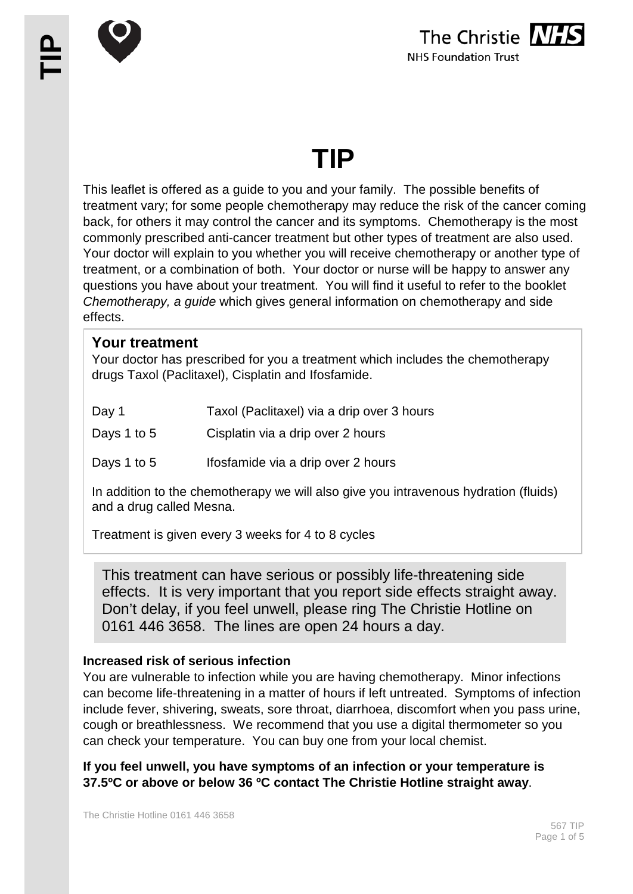# TIP

This leaflet is offered as a guide to you and your family. The possible benefits of treatment vary; for some people chemotherapy may reduce the risk of the cancer coming back, for others it may control the cancer and its symptoms. Chemotherapy is the most commonly prescribed anti-cancer treatment but other types of treatment are also used. Your doctor will explain to you whether you will receive chemotherapy or another type of treatment, or a combination of both. Your doctor or nurse will be happy to answer any questions you have about your treatment. You will find it useful to refer to the booklet *Chemotherapy, a guide* which gives general information on chemotherapy and side effects.

## Your treatment

Your doctor has prescribed for you a treatment which includes the chemotherapy drugs Taxol (Paclitaxel), Cisplatin and Ifosfamide.

| | |
|---|---|
| Day 1 | Taxol (Paclitaxel) via a drip over 3 hours |
| Days 1 to 5 | Cisplatin via a drip over 2 hours |
| Days 1 to 5 | Ifosfamide via a drip over 2 hours |

In addition to the chemotherapy we will also give you intravenous hydration (fluids) and a drug called Mesna.

Treatment is given every 3 weeks for 4 to 8 cycles

This treatment can have serious or possibly life-threatening side effects. It is very important that you report side effects straight away. Don't delay, if you feel unwell, please ring The Christie Hotline on 0161 446 3658. The lines are open 24 hours a day.

### Increased risk of serious infection

You are vulnerable to infection while you are having chemotherapy. Minor infections can become life-threatening in a matter of hours if left untreated. Symptoms of infection include fever, shivering, sweats, sore throat, diarrhoea, discomfort when you pass urine, cough or breathlessness. We recommend that you use a digital thermometer so you can check your temperature. You can buy one from your local chemist.

**If you feel unwell, you have symptoms of an infection or your temperature is 37.5ºC or above or below 36 ºC contact The Christie Hotline straight away**.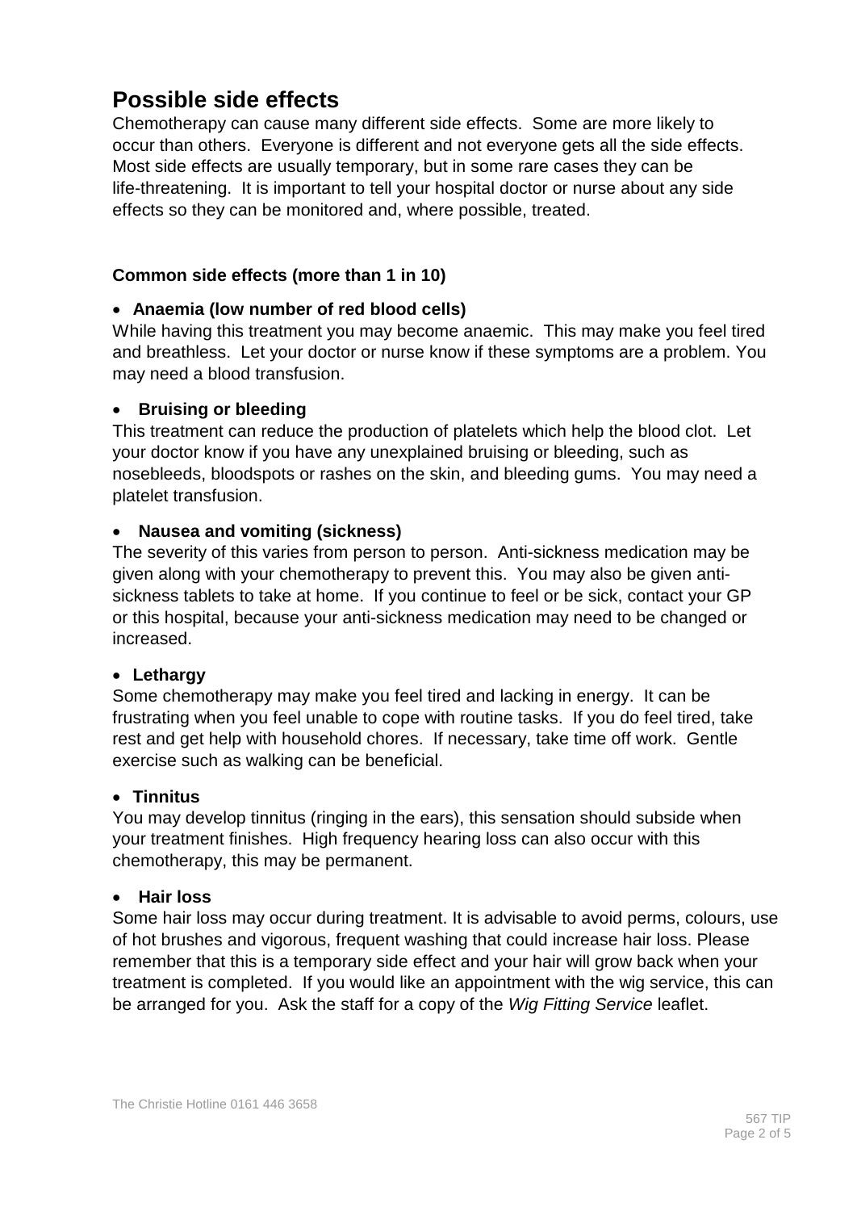## Possible side effects

Chemotherapy can cause many different side effects. Some are more likely to occur than others. Everyone is different and not everyone gets all the side effects. Most side effects are usually temporary, but in some rare cases they can be life-threatening. It is important to tell your hospital doctor or nurse about any side effects so they can be monitored and, where possible, treated.

### Common side effects (more than 1 in 10)

- **Anaemia (low number of red blood cells)**

While having this treatment you may become anaemic. This may make you feel tired and breathless. Let your doctor or nurse know if these symptoms are a problem. You may need a blood transfusion.

- **Bruising or bleeding**

This treatment can reduce the production of platelets which help the blood clot. Let your doctor know if you have any unexplained bruising or bleeding, such as nosebleeds, bloodspots or rashes on the skin, and bleeding gums. You may need a platelet transfusion.

- **Nausea and vomiting (sickness)**

The severity of this varies from person to person. Anti-sickness medication may be given along with your chemotherapy to prevent this. You may also be given anti-sickness tablets to take at home. If you continue to feel or be sick, contact your GP or this hospital, because your anti-sickness medication may need to be changed or increased.

- **Lethargy**

Some chemotherapy may make you feel tired and lacking in energy. It can be frustrating when you feel unable to cope with routine tasks. If you do feel tired, take rest and get help with household chores. If necessary, take time off work. Gentle exercise such as walking can be beneficial.

- **Tinnitus**

You may develop tinnitus (ringing in the ears), this sensation should subside when your treatment finishes. High frequency hearing loss can also occur with this chemotherapy, this may be permanent.

- **Hair loss**

Some hair loss may occur during treatment. It is advisable to avoid perms, colours, use of hot brushes and vigorous, frequent washing that could increase hair loss. Please remember that this is a temporary side effect and your hair will grow back when your treatment is completed. If you would like an appointment with the wig service, this can be arranged for you. Ask the staff for a copy of the *Wig Fitting Service* leaflet.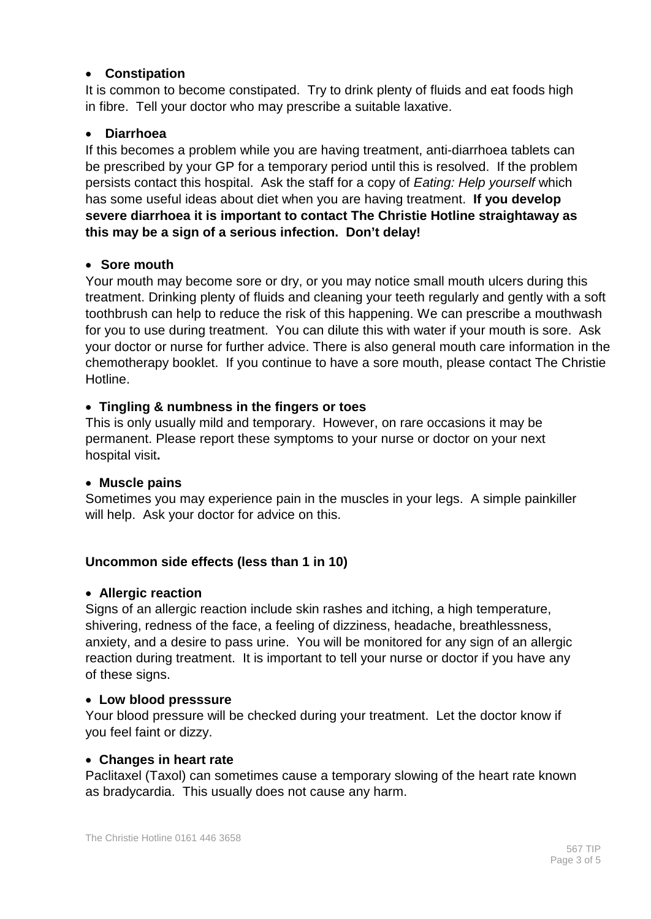- **Constipation**

It is common to become constipated. Try to drink plenty of fluids and eat foods high in fibre. Tell your doctor who may prescribe a suitable laxative.

- **Diarrhoea**

If this becomes a problem while you are having treatment, anti-diarrhoea tablets can be prescribed by your GP for a temporary period until this is resolved. If the problem persists contact this hospital. Ask the staff for a copy of *Eating: Help yourself* which has some useful ideas about diet when you are having treatment. **If you develop severe diarrhoea it is important to contact The Christie Hotline straightaway as this may be a sign of a serious infection. Don't delay!**

- **Sore mouth**

Your mouth may become sore or dry, or you may notice small mouth ulcers during this treatment. Drinking plenty of fluids and cleaning your teeth regularly and gently with a soft toothbrush can help to reduce the risk of this happening. We can prescribe a mouthwash for you to use during treatment. You can dilute this with water if your mouth is sore. Ask your doctor or nurse for further advice. There is also general mouth care information in the chemotherapy booklet. If you continue to have a sore mouth, please contact The Christie Hotline.

- **Tingling & numbness in the fingers or toes**

This is only usually mild and temporary. However, on rare occasions it may be permanent. Please report these symptoms to your nurse or doctor on your next hospital visit**.**

- **Muscle pains**

Sometimes you may experience pain in the muscles in your legs. A simple painkiller will help. Ask your doctor for advice on this.

**Uncommon side effects (less than 1 in 10)**

- **Allergic reaction**

Signs of an allergic reaction include skin rashes and itching, a high temperature, shivering, redness of the face, a feeling of dizziness, headache, breathlessness, anxiety, and a desire to pass urine. You will be monitored for any sign of an allergic reaction during treatment. It is important to tell your nurse or doctor if you have any of these signs.

- **Low blood presssure**

Your blood pressure will be checked during your treatment. Let the doctor know if you feel faint or dizzy.

- **Changes in heart rate**

Paclitaxel (Taxol) can sometimes cause a temporary slowing of the heart rate known as bradycardia. This usually does not cause any harm.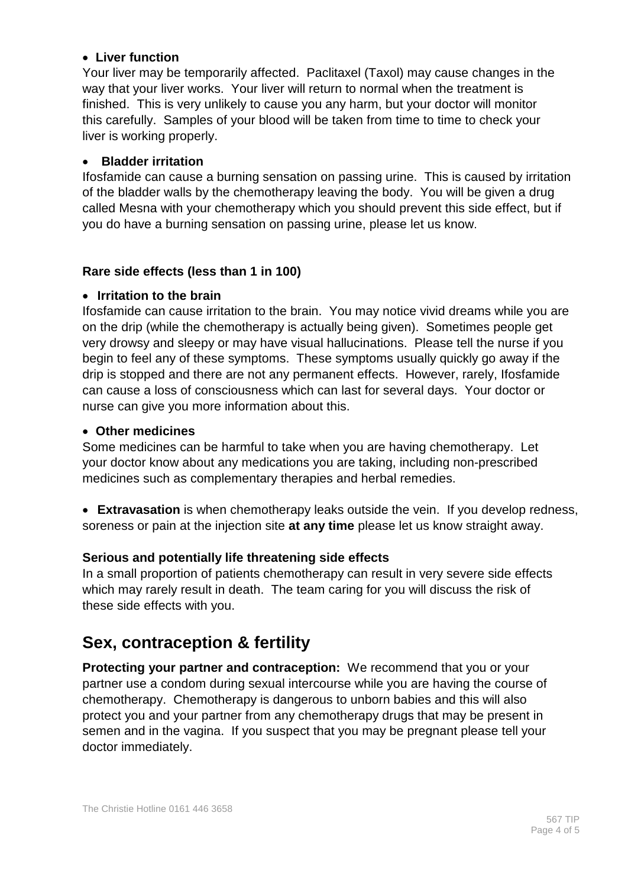- **Liver function**

Your liver may be temporarily affected. Paclitaxel (Taxol) may cause changes in the way that your liver works. Your liver will return to normal when the treatment is finished. This is very unlikely to cause you any harm, but your doctor will monitor this carefully. Samples of your blood will be taken from time to time to check your liver is working properly.

- **Bladder irritation**

Ifosfamide can cause a burning sensation on passing urine. This is caused by irritation of the bladder walls by the chemotherapy leaving the body. You will be given a drug called Mesna with your chemotherapy which you should prevent this side effect, but if you do have a burning sensation on passing urine, please let us know.

### Rare side effects (less than 1 in 100)

- **Irritation to the brain**

Ifosfamide can cause irritation to the brain. You may notice vivid dreams while you are on the drip (while the chemotherapy is actually being given). Sometimes people get very drowsy and sleepy or may have visual hallucinations. Please tell the nurse if you begin to feel any of these symptoms. These symptoms usually quickly go away if the drip is stopped and there are not any permanent effects. However, rarely, Ifosfamide can cause a loss of consciousness which can last for several days. Your doctor or nurse can give you more information about this.

- **Other medicines**

Some medicines can be harmful to take when you are having chemotherapy. Let your doctor know about any medications you are taking, including non-prescribed medicines such as complementary therapies and herbal remedies.

- **Extravasation** is when chemotherapy leaks outside the vein. If you develop redness, soreness or pain at the injection site **at any time** please let us know straight away.

### Serious and potentially life threatening side effects

In a small proportion of patients chemotherapy can result in very severe side effects which may rarely result in death. The team caring for you will discuss the risk of these side effects with you.

## Sex, contraception & fertility

**Protecting your partner and contraception:** We recommend that you or your partner use a condom during sexual intercourse while you are having the course of chemotherapy. Chemotherapy is dangerous to unborn babies and this will also protect you and your partner from any chemotherapy drugs that may be present in semen and in the vagina. If you suspect that you may be pregnant please tell your doctor immediately.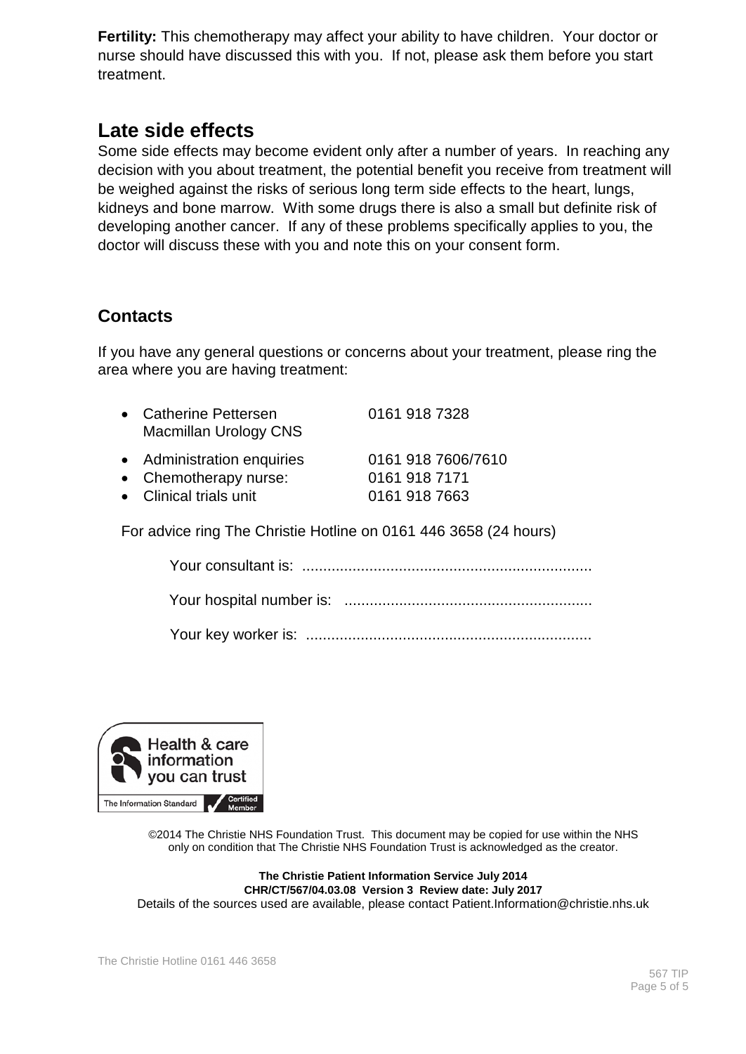**Fertility:** This chemotherapy may affect your ability to have children. Your doctor or nurse should have discussed this with you. If not, please ask them before you start treatment.

## Late side effects

Some side effects may become evident only after a number of years. In reaching any decision with you about treatment, the potential benefit you receive from treatment will be weighed against the risks of serious long term side effects to the heart, lungs, kidneys and bone marrow. With some drugs there is also a small but definite risk of developing another cancer. If any of these problems specifically applies to you, the doctor will discuss these with you and note this on your consent form.

### Contacts

If you have any general questions or concerns about your treatment, please ring the area where you are having treatment:

- Catherine Pettersen Macmillan Urology CNS — 0161 918 7328
- Administration enquiries — 0161 918 7606/7610
- Chemotherapy nurse: — 0161 918 7171
- Clinical trials unit — 0161 918 7663

For advice ring The Christie Hotline on 0161 446 3658 (24 hours)

Your consultant is: ....................................................................

Your hospital number is: ..........................................................

Your key worker is: ...................................................................

Health & care information you can trust

The Information Standard — Certified Member

©2014 The Christie NHS Foundation Trust. This document may be copied for use within the NHS only on condition that The Christie NHS Foundation Trust is acknowledged as the creator.

**The Christie Patient Information Service July 2014**
**CHR/CT/567/04.03.08 Version 3 Review date: July 2017**
Details of the sources used are available, please contact Patient.Information@christie.nhs.uk